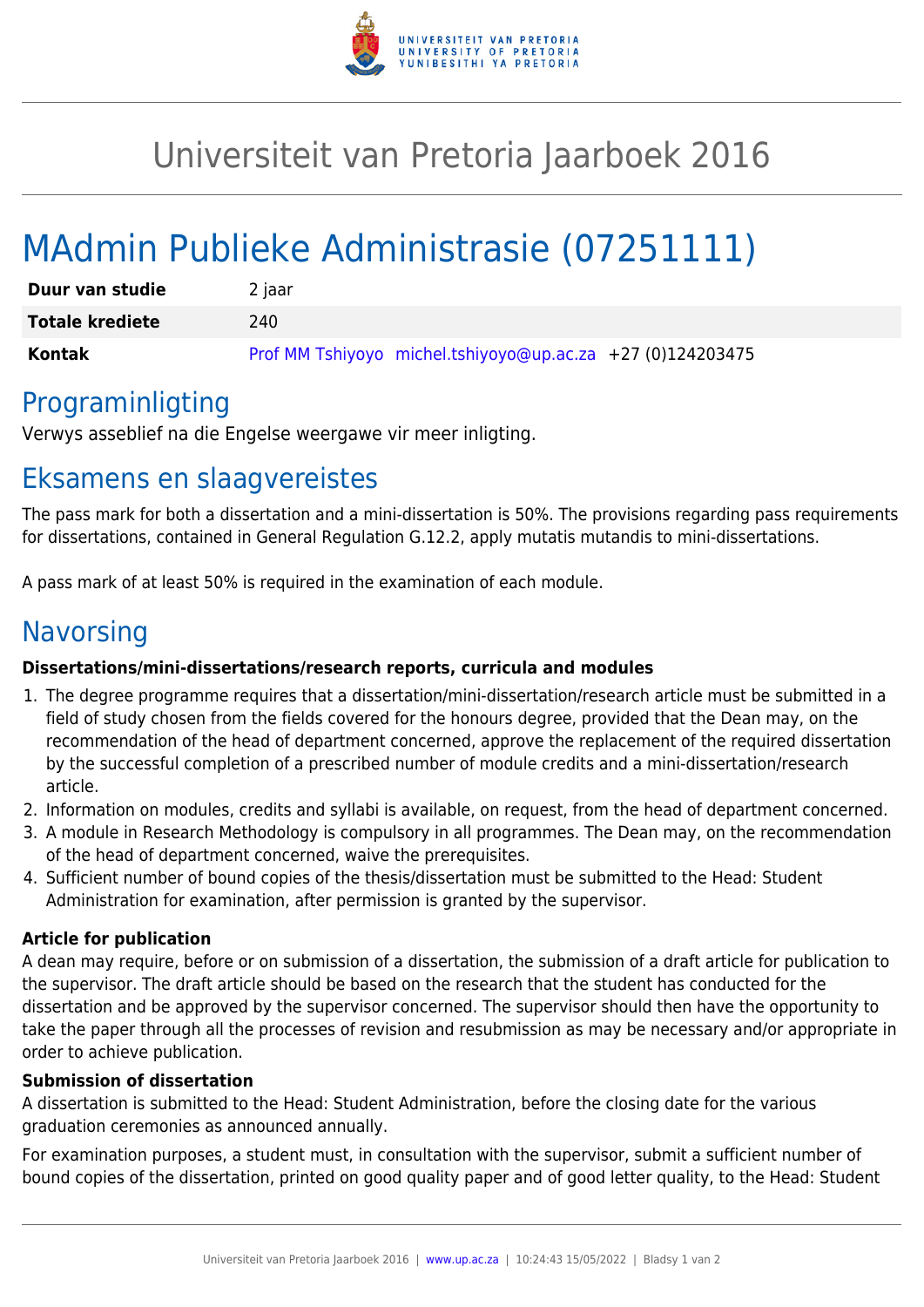# Universiteit van Pretoria Jaarboek 2016

# MAdmin Publieke Administrasie (07251111)

| **Duur van studie** | 2 jaar |
|---|---|
| **Totale krediete** | 240 |
| **Kontak** | Prof MM Tshiyoyo michel.tshiyoyo@up.ac.za +27 (0)124203475 |

## Programinligting

Verwys asseblief na die Engelse weergawe vir meer inligting.

## Eksamens en slaagvereistes

The pass mark for both a dissertation and a mini-dissertation is 50%. The provisions regarding pass requirements for dissertations, contained in General Regulation G.12.2, apply mutatis mutandis to mini-dissertations.

A pass mark of at least 50% is required in the examination of each module.

## Navorsing

**Dissertations/mini-dissertations/research reports, curricula and modules**

1. The degree programme requires that a dissertation/mini-dissertation/research article must be submitted in a field of study chosen from the fields covered for the honours degree, provided that the Dean may, on the recommendation of the head of department concerned, approve the replacement of the required dissertation by the successful completion of a prescribed number of module credits and a mini-dissertation/research article.
2. Information on modules, credits and syllabi is available, on request, from the head of department concerned.
3. A module in Research Methodology is compulsory in all programmes. The Dean may, on the recommendation of the head of department concerned, waive the prerequisites.
4. Sufficient number of bound copies of the thesis/dissertation must be submitted to the Head: Student Administration for examination, after permission is granted by the supervisor.

**Article for publication**

A dean may require, before or on submission of a dissertation, the submission of a draft article for publication to the supervisor. The draft article should be based on the research that the student has conducted for the dissertation and be approved by the supervisor concerned. The supervisor should then have the opportunity to take the paper through all the processes of revision and resubmission as may be necessary and/or appropriate in order to achieve publication.

**Submission of dissertation**

A dissertation is submitted to the Head: Student Administration, before the closing date for the various graduation ceremonies as announced annually.

For examination purposes, a student must, in consultation with the supervisor, submit a sufficient number of bound copies of the dissertation, printed on good quality paper and of good letter quality, to the Head: Student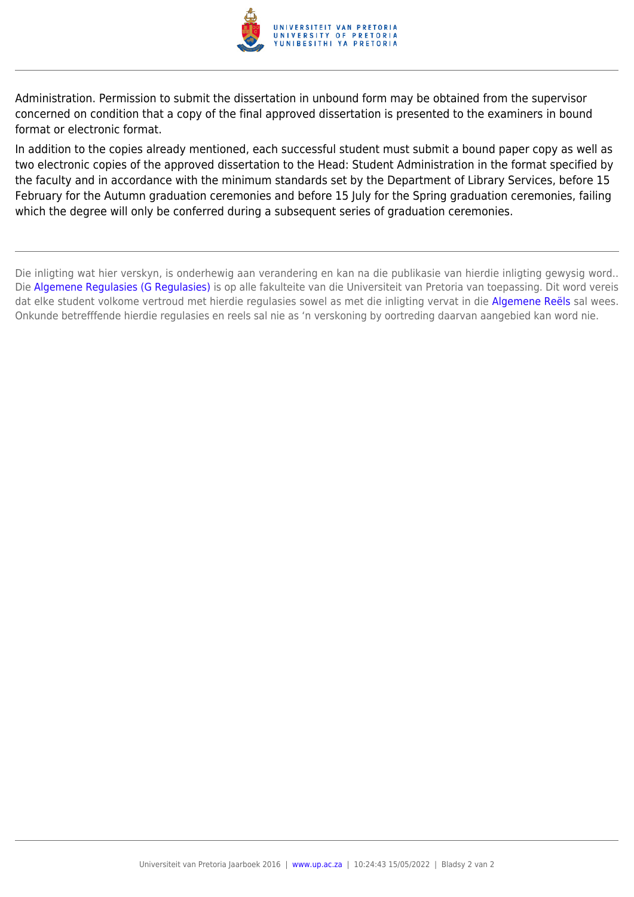Administration. Permission to submit the dissertation in unbound form may be obtained from the supervisor concerned on condition that a copy of the final approved dissertation is presented to the examiners in bound format or electronic format.

In addition to the copies already mentioned, each successful student must submit a bound paper copy as well as two electronic copies of the approved dissertation to the Head: Student Administration in the format specified by the faculty and in accordance with the minimum standards set by the Department of Library Services, before 15 February for the Autumn graduation ceremonies and before 15 July for the Spring graduation ceremonies, failing which the degree will only be conferred during a subsequent series of graduation ceremonies.

---

Die inligting wat hier verskyn, is onderhewig aan verandering en kan na die publikasie van hierdie inligting gewysig word.. Die Algemene Regulasies (G Regulasies) is op alle fakulteite van die Universiteit van Pretoria van toepassing. Dit word vereis dat elke student volkome vertroud met hierdie regulasies sowel as met die inligting vervat in die Algemene Reëls sal wees. Onkunde betrefffende hierdie regulasies en reels sal nie as 'n verskoning by oortreding daarvan aangebied kan word nie.